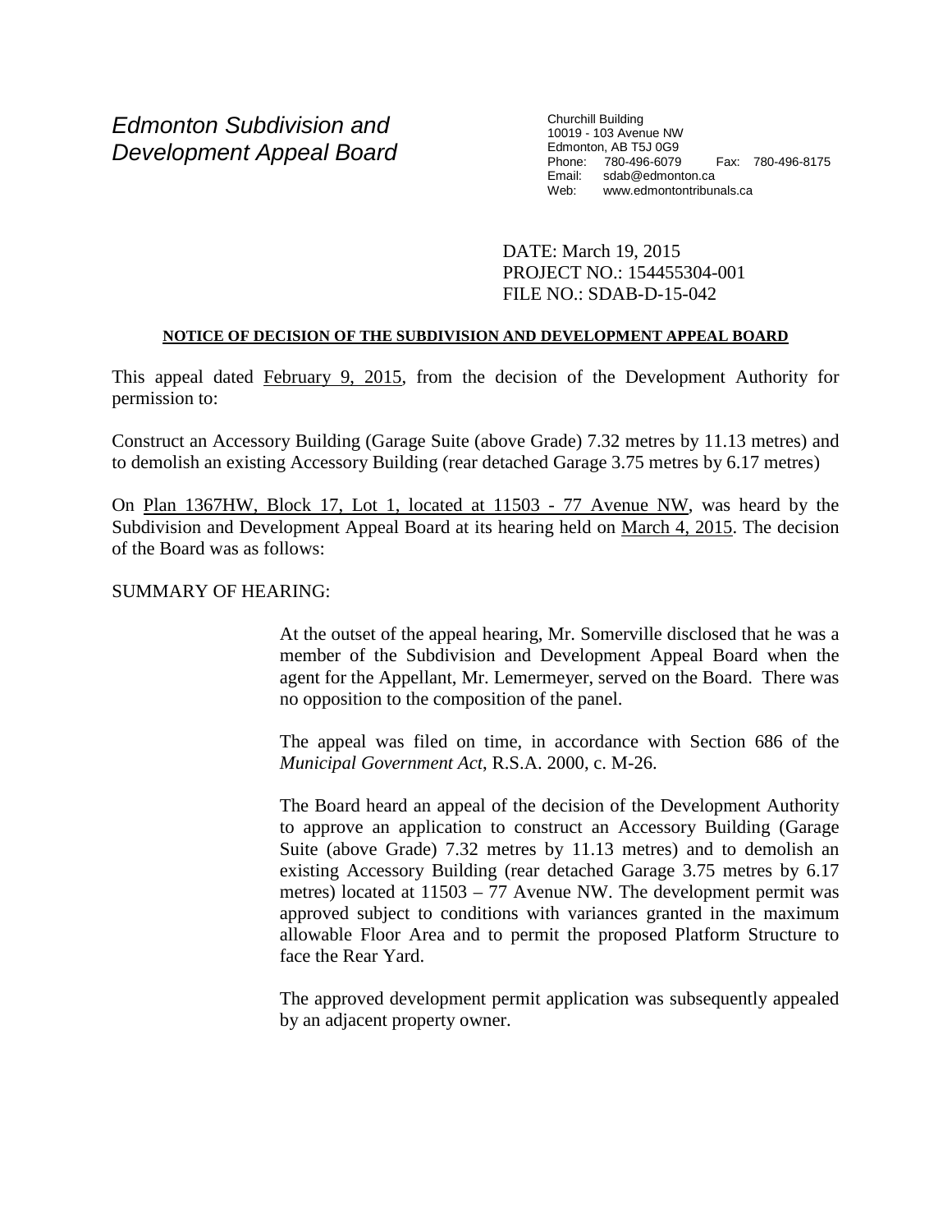# Edmonton Subdivision and Development Appeal Board

Churchill Building
10019 - 103 Avenue NW
Edmonton, AB T5J 0G9
Phone: 780-496-6079 Fax: 780-496-8175
Email: sdab@edmonton.ca
Web: www.edmontontribunals.ca

DATE: March 19, 2015
PROJECT NO.: 154455304-001
FILE NO.: SDAB-D-15-042

**NOTICE OF DECISION OF THE SUBDIVISION AND DEVELOPMENT APPEAL BOARD**

This appeal dated February 9, 2015, from the decision of the Development Authority for permission to:

Construct an Accessory Building (Garage Suite (above Grade) 7.32 metres by 11.13 metres) and to demolish an existing Accessory Building (rear detached Garage 3.75 metres by 6.17 metres)

On Plan 1367HW, Block 17, Lot 1, located at 11503 - 77 Avenue NW, was heard by the Subdivision and Development Appeal Board at its hearing held on March 4, 2015. The decision of the Board was as follows:

SUMMARY OF HEARING:

At the outset of the appeal hearing, Mr. Somerville disclosed that he was a member of the Subdivision and Development Appeal Board when the agent for the Appellant, Mr. Lemermeyer, served on the Board. There was no opposition to the composition of the panel.

The appeal was filed on time, in accordance with Section 686 of the *Municipal Government Act*, R.S.A. 2000, c. M-26.

The Board heard an appeal of the decision of the Development Authority to approve an application to construct an Accessory Building (Garage Suite (above Grade) 7.32 metres by 11.13 metres) and to demolish an existing Accessory Building (rear detached Garage 3.75 metres by 6.17 metres) located at 11503 – 77 Avenue NW. The development permit was approved subject to conditions with variances granted in the maximum allowable Floor Area and to permit the proposed Platform Structure to face the Rear Yard.

The approved development permit application was subsequently appealed by an adjacent property owner.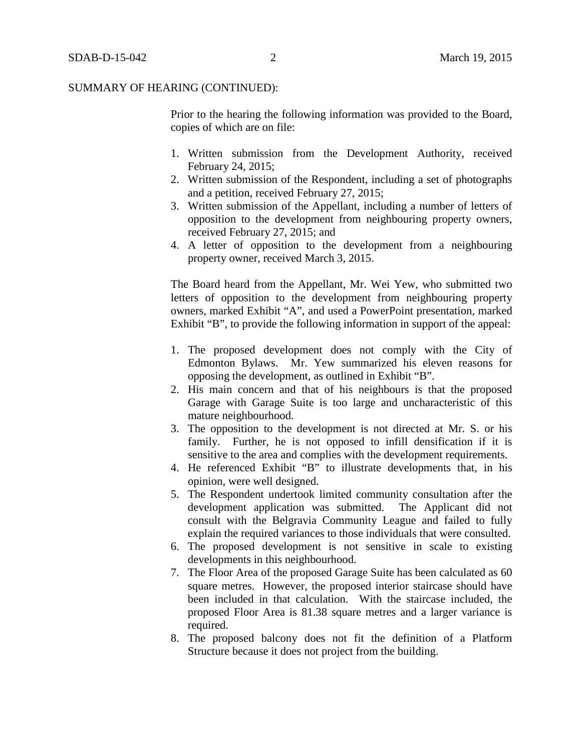SUMMARY OF HEARING (CONTINUED):

Prior to the hearing the following information was provided to the Board, copies of which are on file:

1. Written submission from the Development Authority, received February 24, 2015;
2. Written submission of the Respondent, including a set of photographs and a petition, received February 27, 2015;
3. Written submission of the Appellant, including a number of letters of opposition to the development from neighbouring property owners, received February 27, 2015; and
4. A letter of opposition to the development from a neighbouring property owner, received March 3, 2015.

The Board heard from the Appellant, Mr. Wei Yew, who submitted two letters of opposition to the development from neighbouring property owners, marked Exhibit "A", and used a PowerPoint presentation, marked Exhibit "B", to provide the following information in support of the appeal:

1. The proposed development does not comply with the City of Edmonton Bylaws. Mr. Yew summarized his eleven reasons for opposing the development, as outlined in Exhibit "B".
2. His main concern and that of his neighbours is that the proposed Garage with Garage Suite is too large and uncharacteristic of this mature neighbourhood.
3. The opposition to the development is not directed at Mr. S. or his family. Further, he is not opposed to infill densification if it is sensitive to the area and complies with the development requirements.
4. He referenced Exhibit "B" to illustrate developments that, in his opinion, were well designed.
5. The Respondent undertook limited community consultation after the development application was submitted. The Applicant did not consult with the Belgravia Community League and failed to fully explain the required variances to those individuals that were consulted.
6. The proposed development is not sensitive in scale to existing developments in this neighbourhood.
7. The Floor Area of the proposed Garage Suite has been calculated as 60 square metres. However, the proposed interior staircase should have been included in that calculation. With the staircase included, the proposed Floor Area is 81.38 square metres and a larger variance is required.
8. The proposed balcony does not fit the definition of a Platform Structure because it does not project from the building.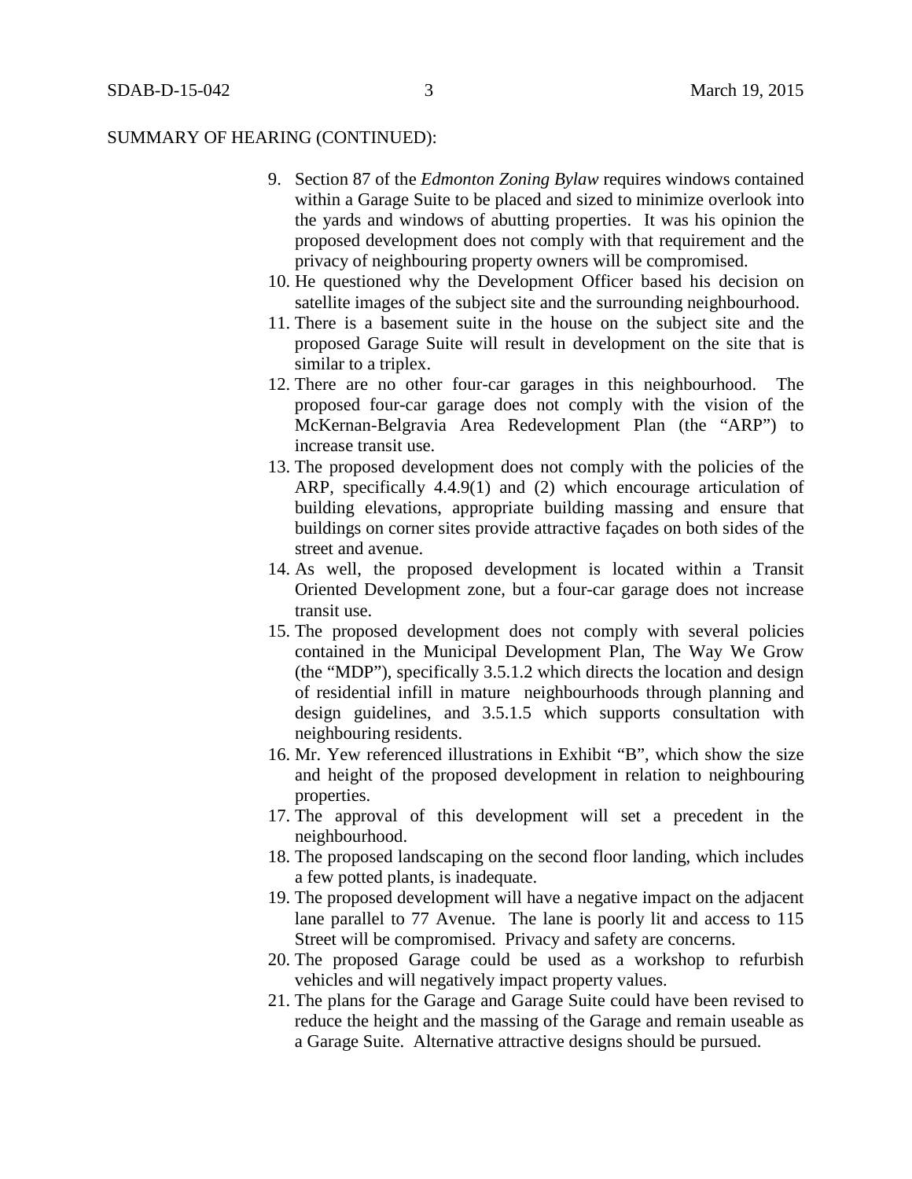SUMMARY OF HEARING (CONTINUED):

9. Section 87 of the *Edmonton Zoning Bylaw* requires windows contained within a Garage Suite to be placed and sized to minimize overlook into the yards and windows of abutting properties. It was his opinion the proposed development does not comply with that requirement and the privacy of neighbouring property owners will be compromised.
10. He questioned why the Development Officer based his decision on satellite images of the subject site and the surrounding neighbourhood.
11. There is a basement suite in the house on the subject site and the proposed Garage Suite will result in development on the site that is similar to a triplex.
12. There are no other four-car garages in this neighbourhood. The proposed four-car garage does not comply with the vision of the McKernan-Belgravia Area Redevelopment Plan (the "ARP") to increase transit use.
13. The proposed development does not comply with the policies of the ARP, specifically 4.4.9(1) and (2) which encourage articulation of building elevations, appropriate building massing and ensure that buildings on corner sites provide attractive façades on both sides of the street and avenue.
14. As well, the proposed development is located within a Transit Oriented Development zone, but a four-car garage does not increase transit use.
15. The proposed development does not comply with several policies contained in the Municipal Development Plan, The Way We Grow (the "MDP"), specifically 3.5.1.2 which directs the location and design of residential infill in mature neighbourhoods through planning and design guidelines, and 3.5.1.5 which supports consultation with neighbouring residents.
16. Mr. Yew referenced illustrations in Exhibit "B", which show the size and height of the proposed development in relation to neighbouring properties.
17. The approval of this development will set a precedent in the neighbourhood.
18. The proposed landscaping on the second floor landing, which includes a few potted plants, is inadequate.
19. The proposed development will have a negative impact on the adjacent lane parallel to 77 Avenue. The lane is poorly lit and access to 115 Street will be compromised. Privacy and safety are concerns.
20. The proposed Garage could be used as a workshop to refurbish vehicles and will negatively impact property values.
21. The plans for the Garage and Garage Suite could have been revised to reduce the height and the massing of the Garage and remain useable as a Garage Suite. Alternative attractive designs should be pursued.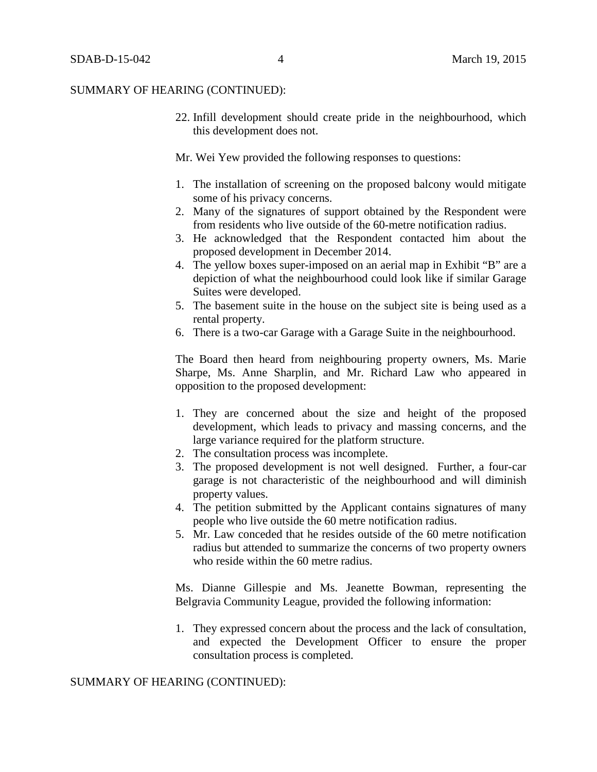SUMMARY OF HEARING (CONTINUED):

22. Infill development should create pride in the neighbourhood, which this development does not.

Mr. Wei Yew provided the following responses to questions:

1. The installation of screening on the proposed balcony would mitigate some of his privacy concerns.
2. Many of the signatures of support obtained by the Respondent were from residents who live outside of the 60-metre notification radius.
3. He acknowledged that the Respondent contacted him about the proposed development in December 2014.
4. The yellow boxes super-imposed on an aerial map in Exhibit "B" are a depiction of what the neighbourhood could look like if similar Garage Suites were developed.
5. The basement suite in the house on the subject site is being used as a rental property.
6. There is a two-car Garage with a Garage Suite in the neighbourhood.

The Board then heard from neighbouring property owners, Ms. Marie Sharpe, Ms. Anne Sharplin, and Mr. Richard Law who appeared in opposition to the proposed development:

1. They are concerned about the size and height of the proposed development, which leads to privacy and massing concerns, and the large variance required for the platform structure.
2. The consultation process was incomplete.
3. The proposed development is not well designed. Further, a four-car garage is not characteristic of the neighbourhood and will diminish property values.
4. The petition submitted by the Applicant contains signatures of many people who live outside the 60 metre notification radius.
5. Mr. Law conceded that he resides outside of the 60 metre notification radius but attended to summarize the concerns of two property owners who reside within the 60 metre radius.

Ms. Dianne Gillespie and Ms. Jeanette Bowman, representing the Belgravia Community League, provided the following information:

1. They expressed concern about the process and the lack of consultation, and expected the Development Officer to ensure the proper consultation process is completed.

SUMMARY OF HEARING (CONTINUED):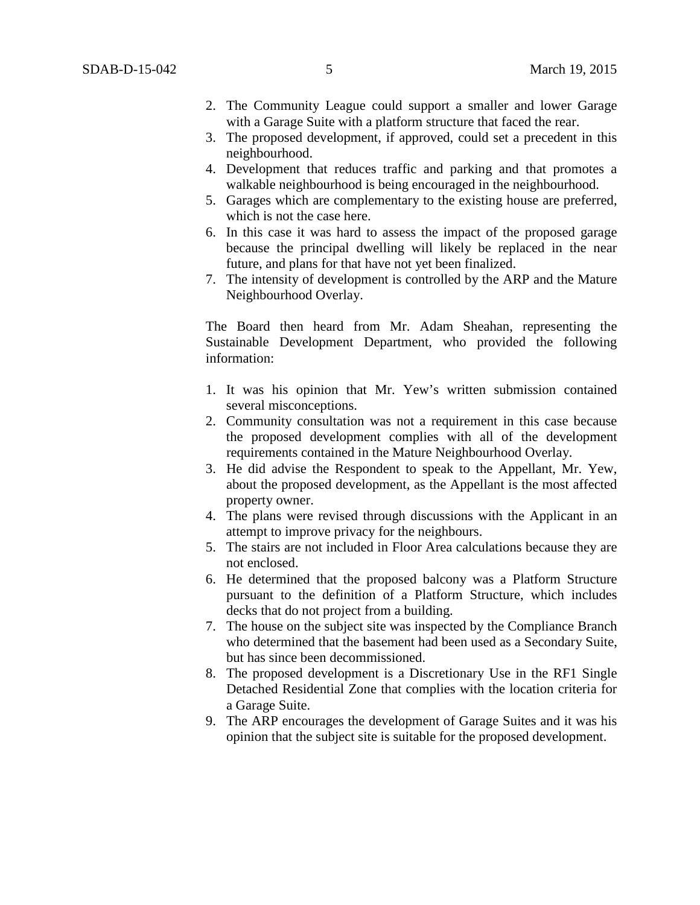2. The Community League could support a smaller and lower Garage with a Garage Suite with a platform structure that faced the rear.
3. The proposed development, if approved, could set a precedent in this neighbourhood.
4. Development that reduces traffic and parking and that promotes a walkable neighbourhood is being encouraged in the neighbourhood.
5. Garages which are complementary to the existing house are preferred, which is not the case here.
6. In this case it was hard to assess the impact of the proposed garage because the principal dwelling will likely be replaced in the near future, and plans for that have not yet been finalized.
7. The intensity of development is controlled by the ARP and the Mature Neighbourhood Overlay.

The Board then heard from Mr. Adam Sheahan, representing the Sustainable Development Department, who provided the following information:

1. It was his opinion that Mr. Yew's written submission contained several misconceptions.
2. Community consultation was not a requirement in this case because the proposed development complies with all of the development requirements contained in the Mature Neighbourhood Overlay.
3. He did advise the Respondent to speak to the Appellant, Mr. Yew, about the proposed development, as the Appellant is the most affected property owner.
4. The plans were revised through discussions with the Applicant in an attempt to improve privacy for the neighbours.
5. The stairs are not included in Floor Area calculations because they are not enclosed.
6. He determined that the proposed balcony was a Platform Structure pursuant to the definition of a Platform Structure, which includes decks that do not project from a building.
7. The house on the subject site was inspected by the Compliance Branch who determined that the basement had been used as a Secondary Suite, but has since been decommissioned.
8. The proposed development is a Discretionary Use in the RF1 Single Detached Residential Zone that complies with the location criteria for a Garage Suite.
9. The ARP encourages the development of Garage Suites and it was his opinion that the subject site is suitable for the proposed development.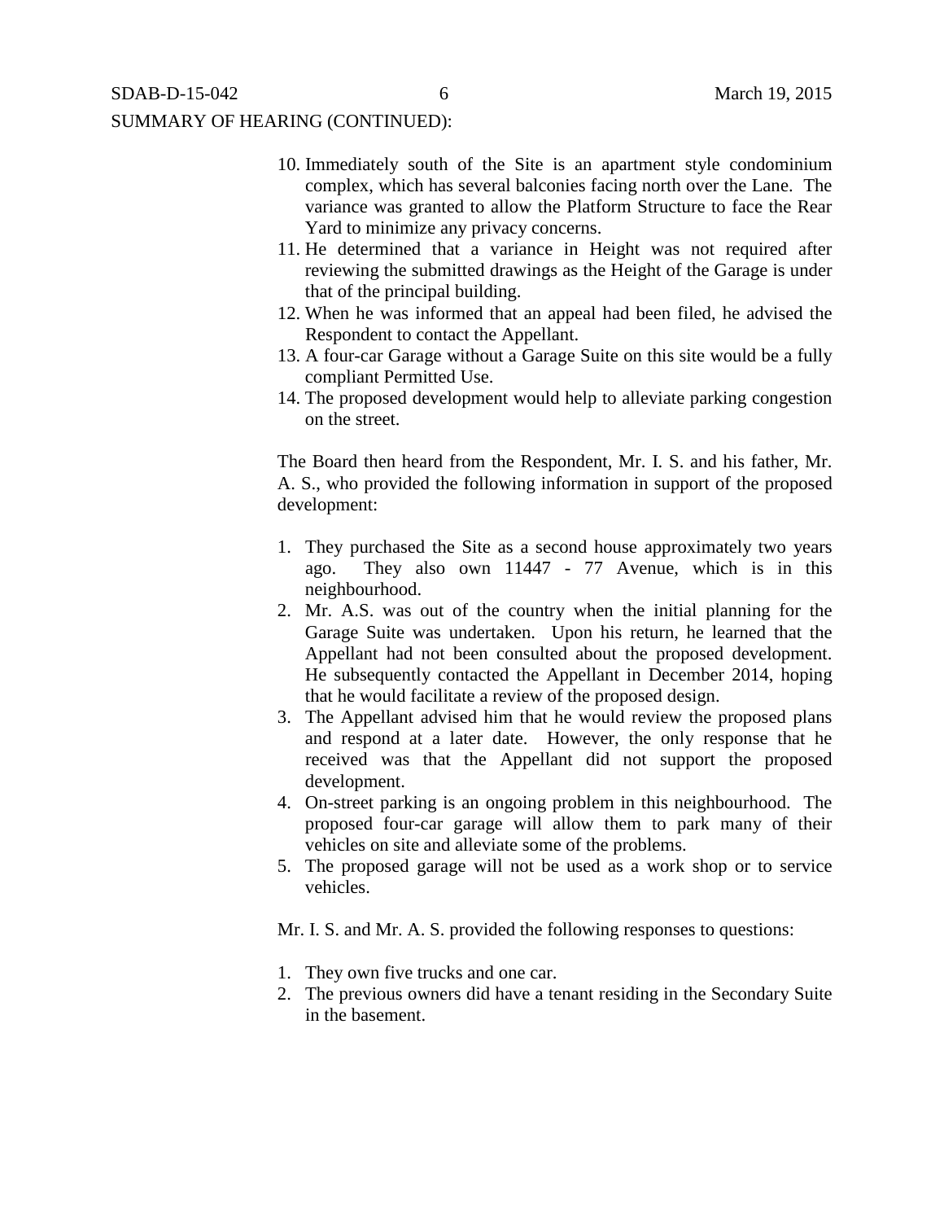SUMMARY OF HEARING (CONTINUED):

10. Immediately south of the Site is an apartment style condominium complex, which has several balconies facing north over the Lane. The variance was granted to allow the Platform Structure to face the Rear Yard to minimize any privacy concerns.
11. He determined that a variance in Height was not required after reviewing the submitted drawings as the Height of the Garage is under that of the principal building.
12. When he was informed that an appeal had been filed, he advised the Respondent to contact the Appellant.
13. A four-car Garage without a Garage Suite on this site would be a fully compliant Permitted Use.
14. The proposed development would help to alleviate parking congestion on the street.

The Board then heard from the Respondent, Mr. I. S. and his father, Mr. A. S., who provided the following information in support of the proposed development:

1. They purchased the Site as a second house approximately two years ago. They also own 11447 - 77 Avenue, which is in this neighbourhood.
2. Mr. A.S. was out of the country when the initial planning for the Garage Suite was undertaken. Upon his return, he learned that the Appellant had not been consulted about the proposed development. He subsequently contacted the Appellant in December 2014, hoping that he would facilitate a review of the proposed design.
3. The Appellant advised him that he would review the proposed plans and respond at a later date. However, the only response that he received was that the Appellant did not support the proposed development.
4. On-street parking is an ongoing problem in this neighbourhood. The proposed four-car garage will allow them to park many of their vehicles on site and alleviate some of the problems.
5. The proposed garage will not be used as a work shop or to service vehicles.

Mr. I. S. and Mr. A. S. provided the following responses to questions:

1. They own five trucks and one car.
2. The previous owners did have a tenant residing in the Secondary Suite in the basement.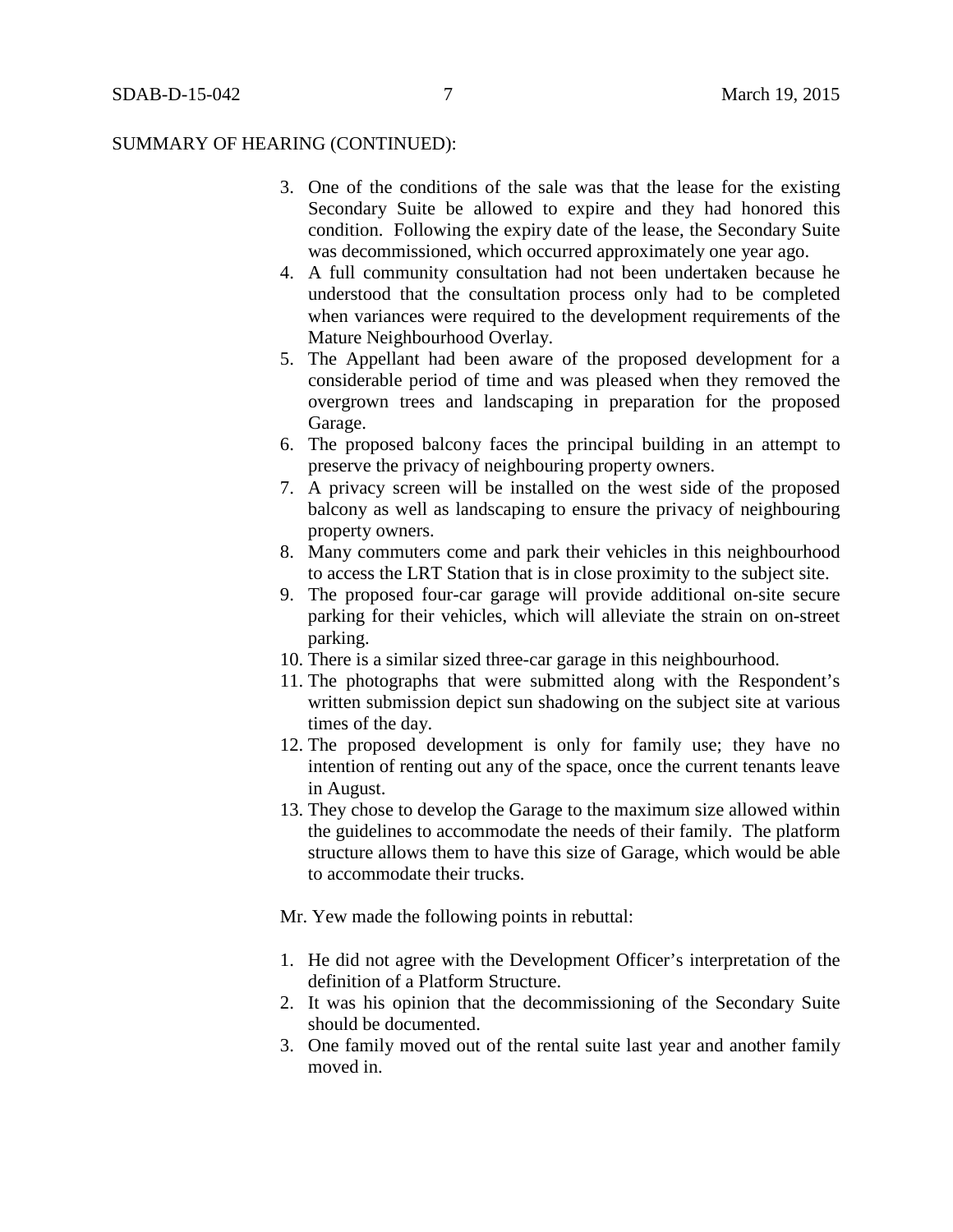SUMMARY OF HEARING (CONTINUED):

3. One of the conditions of the sale was that the lease for the existing Secondary Suite be allowed to expire and they had honored this condition. Following the expiry date of the lease, the Secondary Suite was decommissioned, which occurred approximately one year ago.
4. A full community consultation had not been undertaken because he understood that the consultation process only had to be completed when variances were required to the development requirements of the Mature Neighbourhood Overlay.
5. The Appellant had been aware of the proposed development for a considerable period of time and was pleased when they removed the overgrown trees and landscaping in preparation for the proposed Garage.
6. The proposed balcony faces the principal building in an attempt to preserve the privacy of neighbouring property owners.
7. A privacy screen will be installed on the west side of the proposed balcony as well as landscaping to ensure the privacy of neighbouring property owners.
8. Many commuters come and park their vehicles in this neighbourhood to access the LRT Station that is in close proximity to the subject site.
9. The proposed four-car garage will provide additional on-site secure parking for their vehicles, which will alleviate the strain on on-street parking.
10. There is a similar sized three-car garage in this neighbourhood.
11. The photographs that were submitted along with the Respondent's written submission depict sun shadowing on the subject site at various times of the day.
12. The proposed development is only for family use; they have no intention of renting out any of the space, once the current tenants leave in August.
13. They chose to develop the Garage to the maximum size allowed within the guidelines to accommodate the needs of their family. The platform structure allows them to have this size of Garage, which would be able to accommodate their trucks.

Mr. Yew made the following points in rebuttal:

1. He did not agree with the Development Officer's interpretation of the definition of a Platform Structure.
2. It was his opinion that the decommissioning of the Secondary Suite should be documented.
3. One family moved out of the rental suite last year and another family moved in.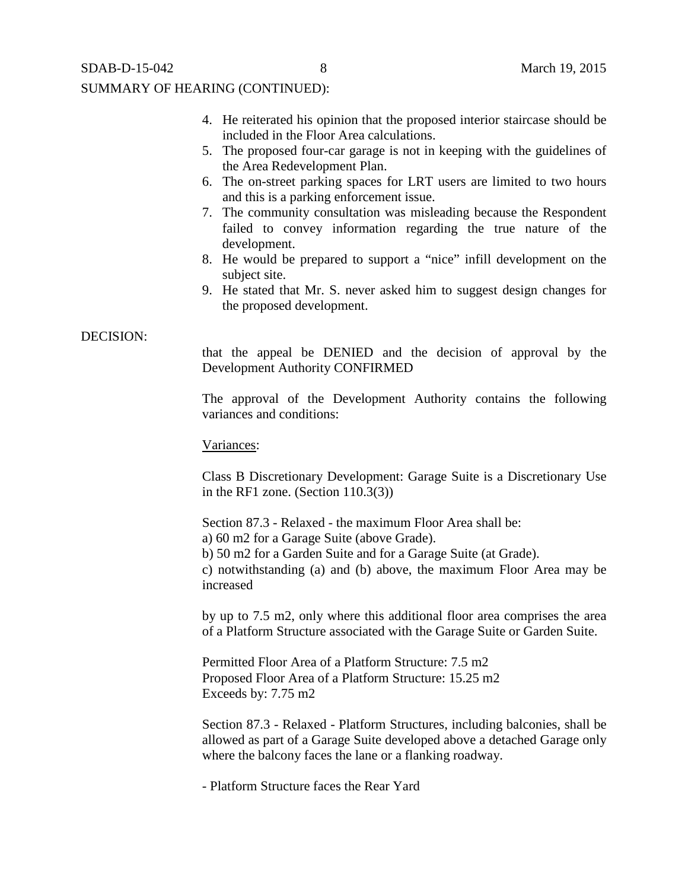SUMMARY OF HEARING (CONTINUED):

4. He reiterated his opinion that the proposed interior staircase should be included in the Floor Area calculations.
5. The proposed four-car garage is not in keeping with the guidelines of the Area Redevelopment Plan.
6. The on-street parking spaces for LRT users are limited to two hours and this is a parking enforcement issue.
7. The community consultation was misleading because the Respondent failed to convey information regarding the true nature of the development.
8. He would be prepared to support a "nice" infill development on the subject site.
9. He stated that Mr. S. never asked him to suggest design changes for the proposed development.

DECISION:

that the appeal be DENIED and the decision of approval by the Development Authority CONFIRMED

The approval of the Development Authority contains the following variances and conditions:

Variances:

Class B Discretionary Development: Garage Suite is a Discretionary Use in the RF1 zone. (Section 110.3(3))

Section 87.3 - Relaxed - the maximum Floor Area shall be:
a) 60 m2 for a Garage Suite (above Grade).
b) 50 m2 for a Garden Suite and for a Garage Suite (at Grade).
c) notwithstanding (a) and (b) above, the maximum Floor Area may be increased

by up to 7.5 m2, only where this additional floor area comprises the area of a Platform Structure associated with the Garage Suite or Garden Suite.

Permitted Floor Area of a Platform Structure: 7.5 m2
Proposed Floor Area of a Platform Structure: 15.25 m2
Exceeds by: 7.75 m2

Section 87.3 - Relaxed - Platform Structures, including balconies, shall be allowed as part of a Garage Suite developed above a detached Garage only where the balcony faces the lane or a flanking roadway.

- Platform Structure faces the Rear Yard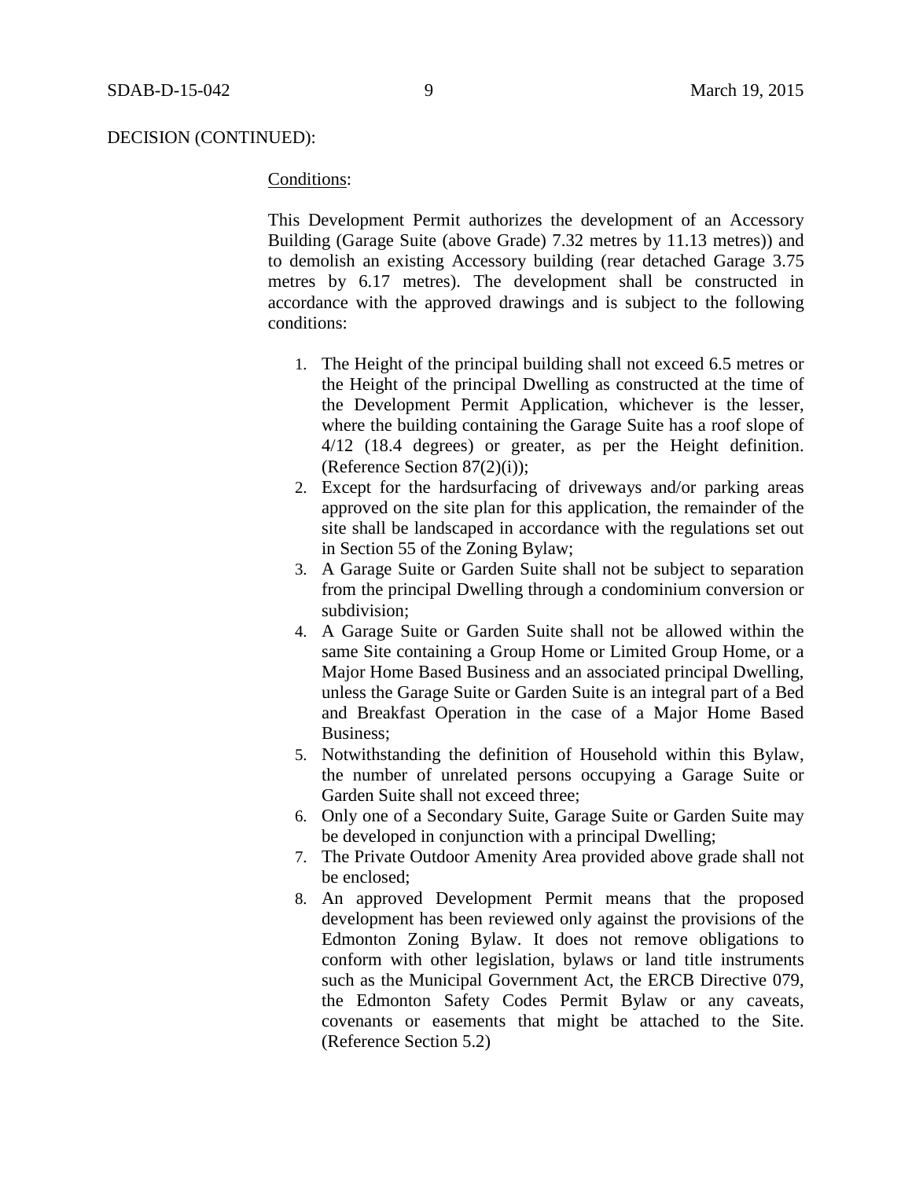DECISION (CONTINUED):

Conditions:

This Development Permit authorizes the development of an Accessory Building (Garage Suite (above Grade) 7.32 metres by 11.13 metres)) and to demolish an existing Accessory building (rear detached Garage 3.75 metres by 6.17 metres). The development shall be constructed in accordance with the approved drawings and is subject to the following conditions:

1. The Height of the principal building shall not exceed 6.5 metres or the Height of the principal Dwelling as constructed at the time of the Development Permit Application, whichever is the lesser, where the building containing the Garage Suite has a roof slope of 4/12 (18.4 degrees) or greater, as per the Height definition. (Reference Section 87(2)(i));
2. Except for the hardsurfacing of driveways and/or parking areas approved on the site plan for this application, the remainder of the site shall be landscaped in accordance with the regulations set out in Section 55 of the Zoning Bylaw;
3. A Garage Suite or Garden Suite shall not be subject to separation from the principal Dwelling through a condominium conversion or subdivision;
4. A Garage Suite or Garden Suite shall not be allowed within the same Site containing a Group Home or Limited Group Home, or a Major Home Based Business and an associated principal Dwelling, unless the Garage Suite or Garden Suite is an integral part of a Bed and Breakfast Operation in the case of a Major Home Based Business;
5. Notwithstanding the definition of Household within this Bylaw, the number of unrelated persons occupying a Garage Suite or Garden Suite shall not exceed three;
6. Only one of a Secondary Suite, Garage Suite or Garden Suite may be developed in conjunction with a principal Dwelling;
7. The Private Outdoor Amenity Area provided above grade shall not be enclosed;
8. An approved Development Permit means that the proposed development has been reviewed only against the provisions of the Edmonton Zoning Bylaw. It does not remove obligations to conform with other legislation, bylaws or land title instruments such as the Municipal Government Act, the ERCB Directive 079, the Edmonton Safety Codes Permit Bylaw or any caveats, covenants or easements that might be attached to the Site. (Reference Section 5.2)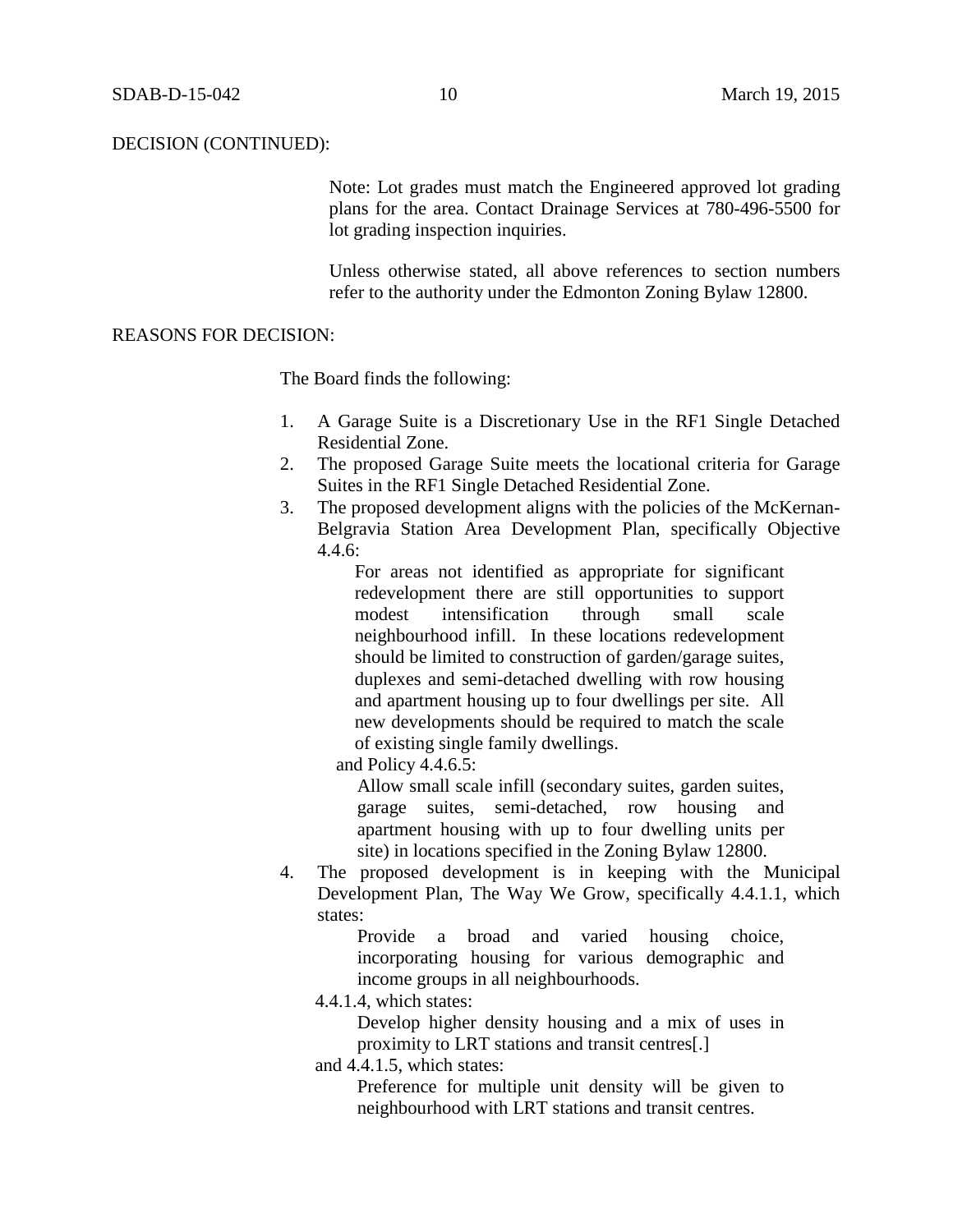DECISION (CONTINUED):

Note: Lot grades must match the Engineered approved lot grading plans for the area. Contact Drainage Services at 780-496-5500 for lot grading inspection inquiries.

Unless otherwise stated, all above references to section numbers refer to the authority under the Edmonton Zoning Bylaw 12800.

REASONS FOR DECISION:

The Board finds the following:

1. A Garage Suite is a Discretionary Use in the RF1 Single Detached Residential Zone.
2. The proposed Garage Suite meets the locational criteria for Garage Suites in the RF1 Single Detached Residential Zone.
3. The proposed development aligns with the policies of the McKernan-Belgravia Station Area Development Plan, specifically Objective 4.4.6:

   > For areas not identified as appropriate for significant redevelopment there are still opportunities to support modest intensification through small scale neighbourhood infill. In these locations redevelopment should be limited to construction of garden/garage suites, duplexes and semi-detached dwelling with row housing and apartment housing up to four dwellings per site. All new developments should be required to match the scale of existing single family dwellings.

   and Policy 4.4.6.5:

   > Allow small scale infill (secondary suites, garden suites, garage suites, semi-detached, row housing and apartment housing with up to four dwelling units per site) in locations specified in the Zoning Bylaw 12800.

4. The proposed development is in keeping with the Municipal Development Plan, The Way We Grow, specifically 4.4.1.1, which states:

   > Provide a broad and varied housing choice, incorporating housing for various demographic and income groups in all neighbourhoods.

   4.4.1.4, which states:

   > Develop higher density housing and a mix of uses in proximity to LRT stations and transit centres[.]

   and 4.4.1.5, which states:

   > Preference for multiple unit density will be given to neighbourhood with LRT stations and transit centres.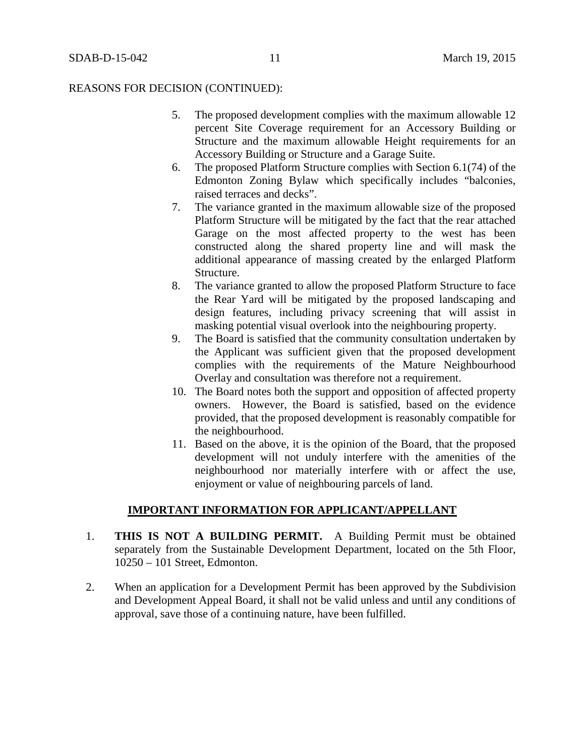REASONS FOR DECISION (CONTINUED):

5. The proposed development complies with the maximum allowable 12 percent Site Coverage requirement for an Accessory Building or Structure and the maximum allowable Height requirements for an Accessory Building or Structure and a Garage Suite.
6. The proposed Platform Structure complies with Section 6.1(74) of the Edmonton Zoning Bylaw which specifically includes "balconies, raised terraces and decks".
7. The variance granted in the maximum allowable size of the proposed Platform Structure will be mitigated by the fact that the rear attached Garage on the most affected property to the west has been constructed along the shared property line and will mask the additional appearance of massing created by the enlarged Platform Structure.
8. The variance granted to allow the proposed Platform Structure to face the Rear Yard will be mitigated by the proposed landscaping and design features, including privacy screening that will assist in masking potential visual overlook into the neighbouring property.
9. The Board is satisfied that the community consultation undertaken by the Applicant was sufficient given that the proposed development complies with the requirements of the Mature Neighbourhood Overlay and consultation was therefore not a requirement.
10. The Board notes both the support and opposition of affected property owners. However, the Board is satisfied, based on the evidence provided, that the proposed development is reasonably compatible for the neighbourhood.
11. Based on the above, it is the opinion of the Board, that the proposed development will not unduly interfere with the amenities of the neighbourhood nor materially interfere with or affect the use, enjoyment or value of neighbouring parcels of land.

## IMPORTANT INFORMATION FOR APPLICANT/APPELLANT

1. **THIS IS NOT A BUILDING PERMIT.** A Building Permit must be obtained separately from the Sustainable Development Department, located on the 5th Floor, 10250 – 101 Street, Edmonton.

2. When an application for a Development Permit has been approved by the Subdivision and Development Appeal Board, it shall not be valid unless and until any conditions of approval, save those of a continuing nature, have been fulfilled.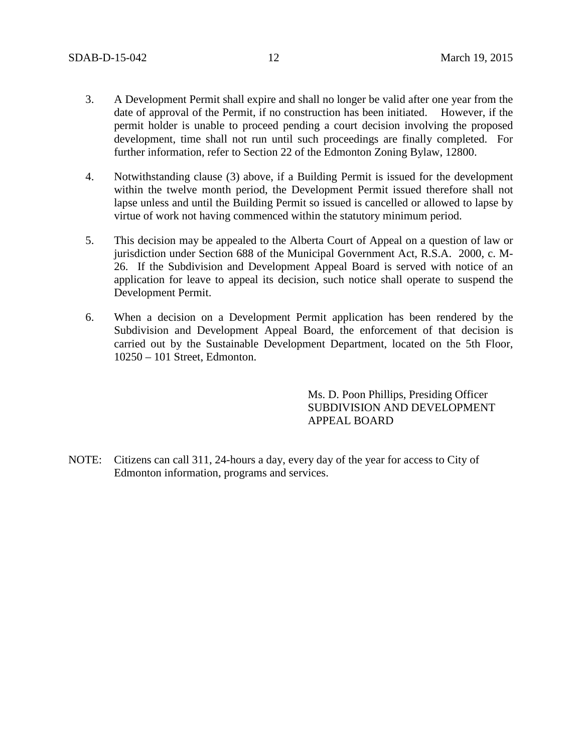3. A Development Permit shall expire and shall no longer be valid after one year from the date of approval of the Permit, if no construction has been initiated. However, if the permit holder is unable to proceed pending a court decision involving the proposed development, time shall not run until such proceedings are finally completed. For further information, refer to Section 22 of the Edmonton Zoning Bylaw, 12800.

4. Notwithstanding clause (3) above, if a Building Permit is issued for the development within the twelve month period, the Development Permit issued therefore shall not lapse unless and until the Building Permit so issued is cancelled or allowed to lapse by virtue of work not having commenced within the statutory minimum period.

5. This decision may be appealed to the Alberta Court of Appeal on a question of law or jurisdiction under Section 688 of the Municipal Government Act, R.S.A. 2000, c. M-26. If the Subdivision and Development Appeal Board is served with notice of an application for leave to appeal its decision, such notice shall operate to suspend the Development Permit.

6. When a decision on a Development Permit application has been rendered by the Subdivision and Development Appeal Board, the enforcement of that decision is carried out by the Sustainable Development Department, located on the 5th Floor, 10250 – 101 Street, Edmonton.

Ms. D. Poon Phillips, Presiding Officer
SUBDIVISION AND DEVELOPMENT APPEAL BOARD

NOTE: Citizens can call 311, 24-hours a day, every day of the year for access to City of Edmonton information, programs and services.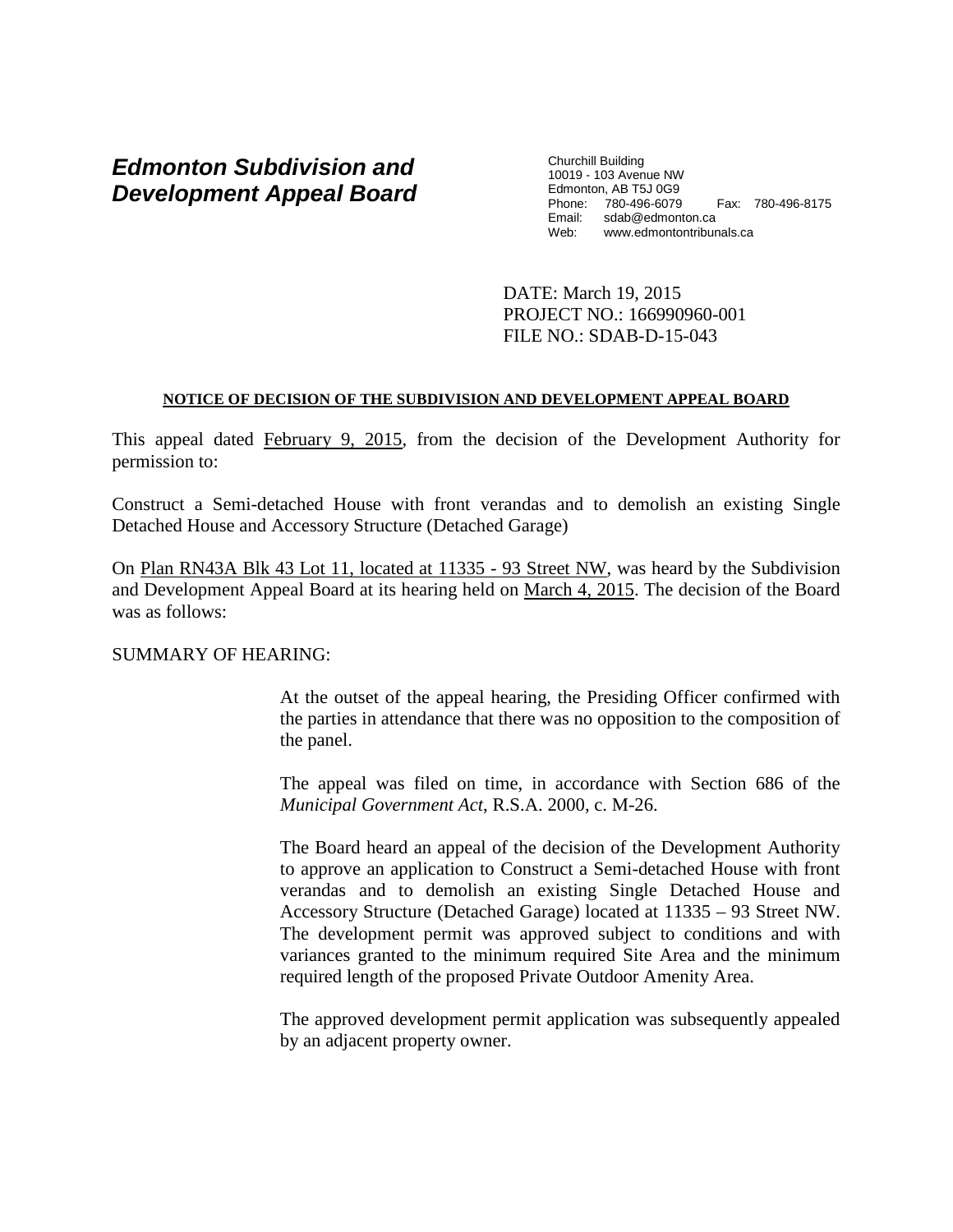# *Edmonton Subdivision and Development Appeal Board*

Churchill Building
10019 - 103 Avenue NW
Edmonton, AB T5J 0G9
Phone: 780-496-6079 Fax: 780-496-8175
Email: sdab@edmonton.ca
Web: www.edmontontribunals.ca

DATE: March 19, 2015
PROJECT NO.: 166990960-001
FILE NO.: SDAB-D-15-043

**NOTICE OF DECISION OF THE SUBDIVISION AND DEVELOPMENT APPEAL BOARD**

This appeal dated February 9, 2015, from the decision of the Development Authority for permission to:

Construct a Semi-detached House with front verandas and to demolish an existing Single Detached House and Accessory Structure (Detached Garage)

On Plan RN43A Blk 43 Lot 11, located at 11335 - 93 Street NW, was heard by the Subdivision and Development Appeal Board at its hearing held on March 4, 2015. The decision of the Board was as follows:

SUMMARY OF HEARING:

At the outset of the appeal hearing, the Presiding Officer confirmed with the parties in attendance that there was no opposition to the composition of the panel.

The appeal was filed on time, in accordance with Section 686 of the *Municipal Government Act*, R.S.A. 2000, c. M-26.

The Board heard an appeal of the decision of the Development Authority to approve an application to Construct a Semi-detached House with front verandas and to demolish an existing Single Detached House and Accessory Structure (Detached Garage) located at 11335 – 93 Street NW. The development permit was approved subject to conditions and with variances granted to the minimum required Site Area and the minimum required length of the proposed Private Outdoor Amenity Area.

The approved development permit application was subsequently appealed by an adjacent property owner.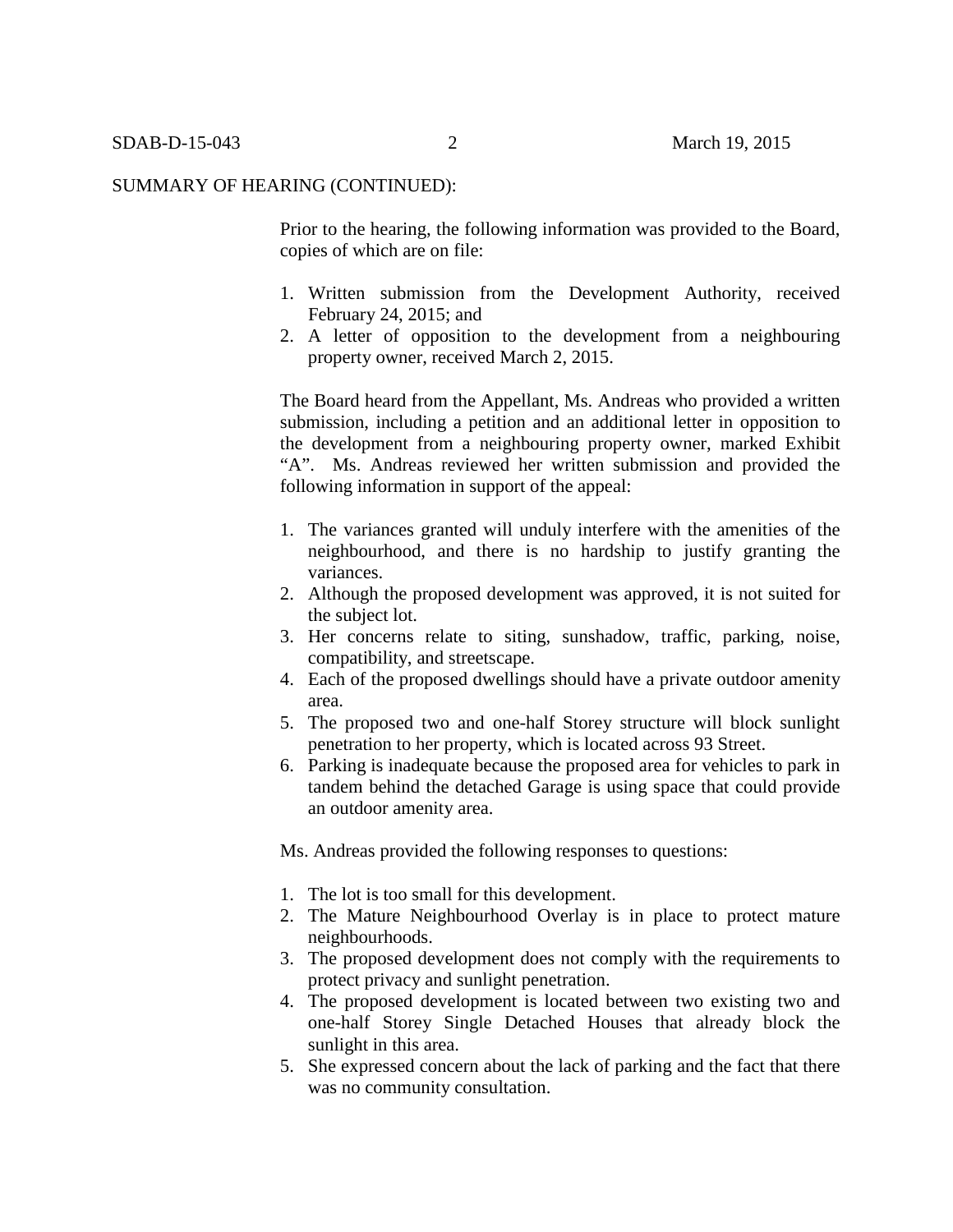SUMMARY OF HEARING (CONTINUED):

Prior to the hearing, the following information was provided to the Board, copies of which are on file:

1. Written submission from the Development Authority, received February 24, 2015; and
2. A letter of opposition to the development from a neighbouring property owner, received March 2, 2015.

The Board heard from the Appellant, Ms. Andreas who provided a written submission, including a petition and an additional letter in opposition to the development from a neighbouring property owner, marked Exhibit "A". Ms. Andreas reviewed her written submission and provided the following information in support of the appeal:

1. The variances granted will unduly interfere with the amenities of the neighbourhood, and there is no hardship to justify granting the variances.
2. Although the proposed development was approved, it is not suited for the subject lot.
3. Her concerns relate to siting, sunshadow, traffic, parking, noise, compatibility, and streetscape.
4. Each of the proposed dwellings should have a private outdoor amenity area.
5. The proposed two and one-half Storey structure will block sunlight penetration to her property, which is located across 93 Street.
6. Parking is inadequate because the proposed area for vehicles to park in tandem behind the detached Garage is using space that could provide an outdoor amenity area.

Ms. Andreas provided the following responses to questions:

1. The lot is too small for this development.
2. The Mature Neighbourhood Overlay is in place to protect mature neighbourhoods.
3. The proposed development does not comply with the requirements to protect privacy and sunlight penetration.
4. The proposed development is located between two existing two and one-half Storey Single Detached Houses that already block the sunlight in this area.
5. She expressed concern about the lack of parking and the fact that there was no community consultation.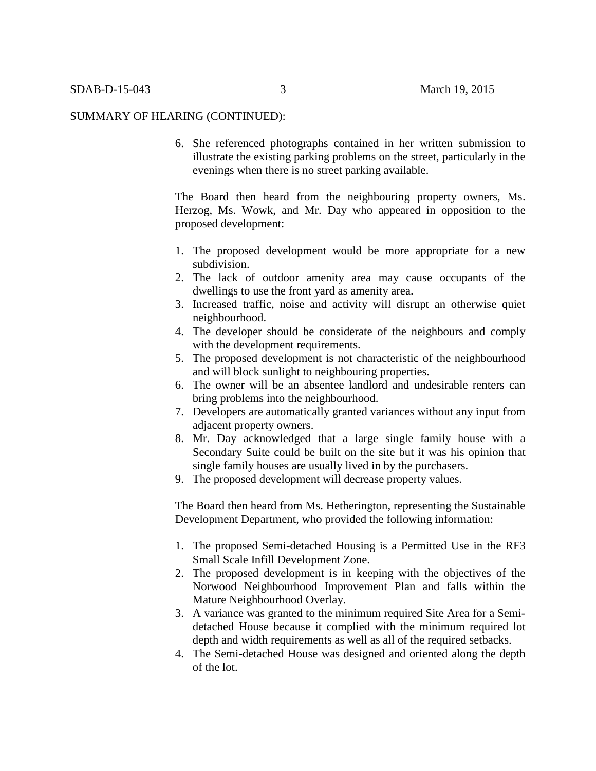SUMMARY OF HEARING (CONTINUED):

6. She referenced photographs contained in her written submission to illustrate the existing parking problems on the street, particularly in the evenings when there is no street parking available.

The Board then heard from the neighbouring property owners, Ms. Herzog, Ms. Wowk, and Mr. Day who appeared in opposition to the proposed development:

1. The proposed development would be more appropriate for a new subdivision.
2. The lack of outdoor amenity area may cause occupants of the dwellings to use the front yard as amenity area.
3. Increased traffic, noise and activity will disrupt an otherwise quiet neighbourhood.
4. The developer should be considerate of the neighbours and comply with the development requirements.
5. The proposed development is not characteristic of the neighbourhood and will block sunlight to neighbouring properties.
6. The owner will be an absentee landlord and undesirable renters can bring problems into the neighbourhood.
7. Developers are automatically granted variances without any input from adjacent property owners.
8. Mr. Day acknowledged that a large single family house with a Secondary Suite could be built on the site but it was his opinion that single family houses are usually lived in by the purchasers.
9. The proposed development will decrease property values.

The Board then heard from Ms. Hetherington, representing the Sustainable Development Department, who provided the following information:

1. The proposed Semi-detached Housing is a Permitted Use in the RF3 Small Scale Infill Development Zone.
2. The proposed development is in keeping with the objectives of the Norwood Neighbourhood Improvement Plan and falls within the Mature Neighbourhood Overlay.
3. A variance was granted to the minimum required Site Area for a Semi-detached House because it complied with the minimum required lot depth and width requirements as well as all of the required setbacks.
4. The Semi-detached House was designed and oriented along the depth of the lot.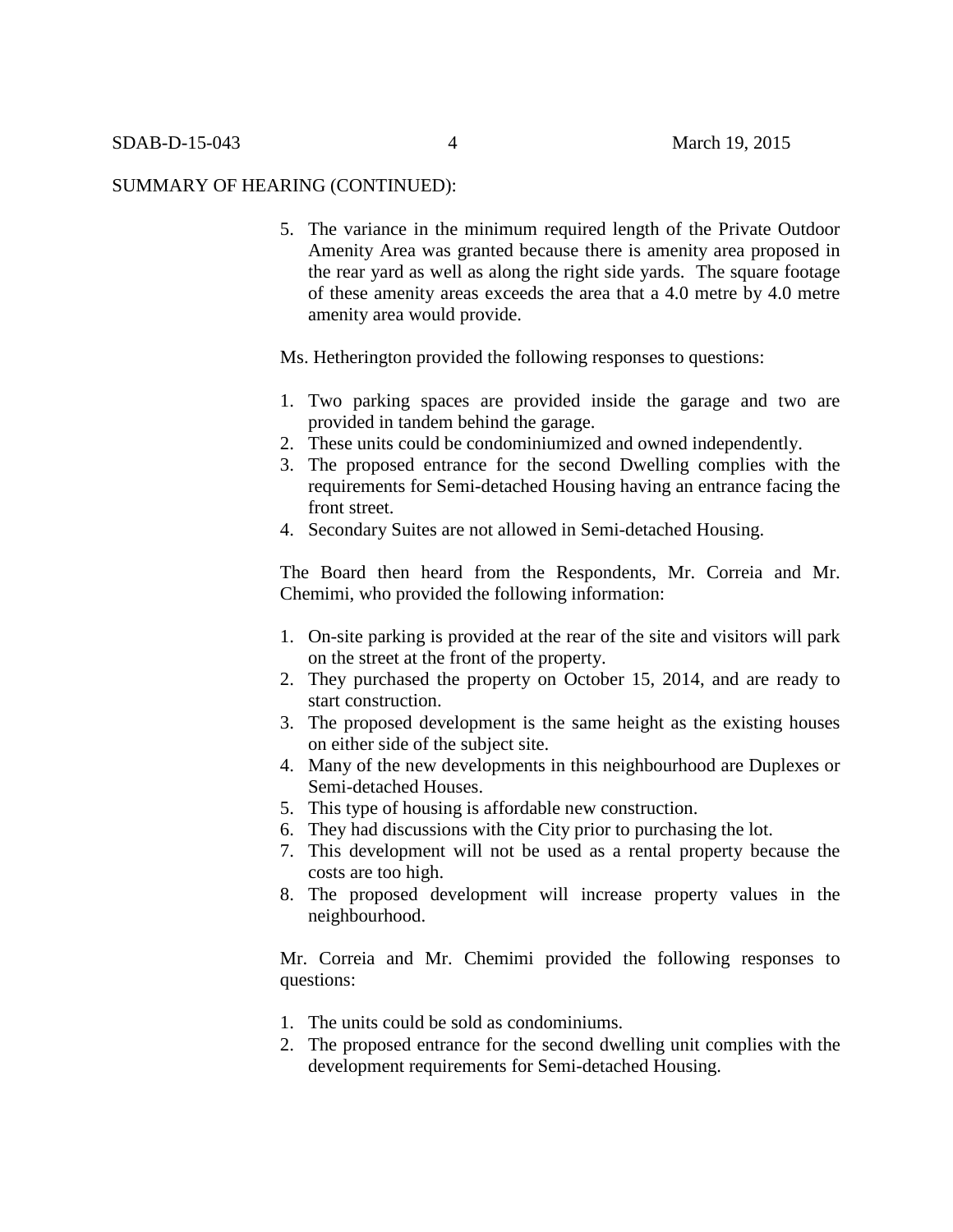SUMMARY OF HEARING (CONTINUED):

5. The variance in the minimum required length of the Private Outdoor Amenity Area was granted because there is amenity area proposed in the rear yard as well as along the right side yards. The square footage of these amenity areas exceeds the area that a 4.0 metre by 4.0 metre amenity area would provide.

Ms. Hetherington provided the following responses to questions:

1. Two parking spaces are provided inside the garage and two are provided in tandem behind the garage.
2. These units could be condominiumized and owned independently.
3. The proposed entrance for the second Dwelling complies with the requirements for Semi-detached Housing having an entrance facing the front street.
4. Secondary Suites are not allowed in Semi-detached Housing.

The Board then heard from the Respondents, Mr. Correia and Mr. Chemimi, who provided the following information:

1. On-site parking is provided at the rear of the site and visitors will park on the street at the front of the property.
2. They purchased the property on October 15, 2014, and are ready to start construction.
3. The proposed development is the same height as the existing houses on either side of the subject site.
4. Many of the new developments in this neighbourhood are Duplexes or Semi-detached Houses.
5. This type of housing is affordable new construction.
6. They had discussions with the City prior to purchasing the lot.
7. This development will not be used as a rental property because the costs are too high.
8. The proposed development will increase property values in the neighbourhood.

Mr. Correia and Mr. Chemimi provided the following responses to questions:

1. The units could be sold as condominiums.
2. The proposed entrance for the second dwelling unit complies with the development requirements for Semi-detached Housing.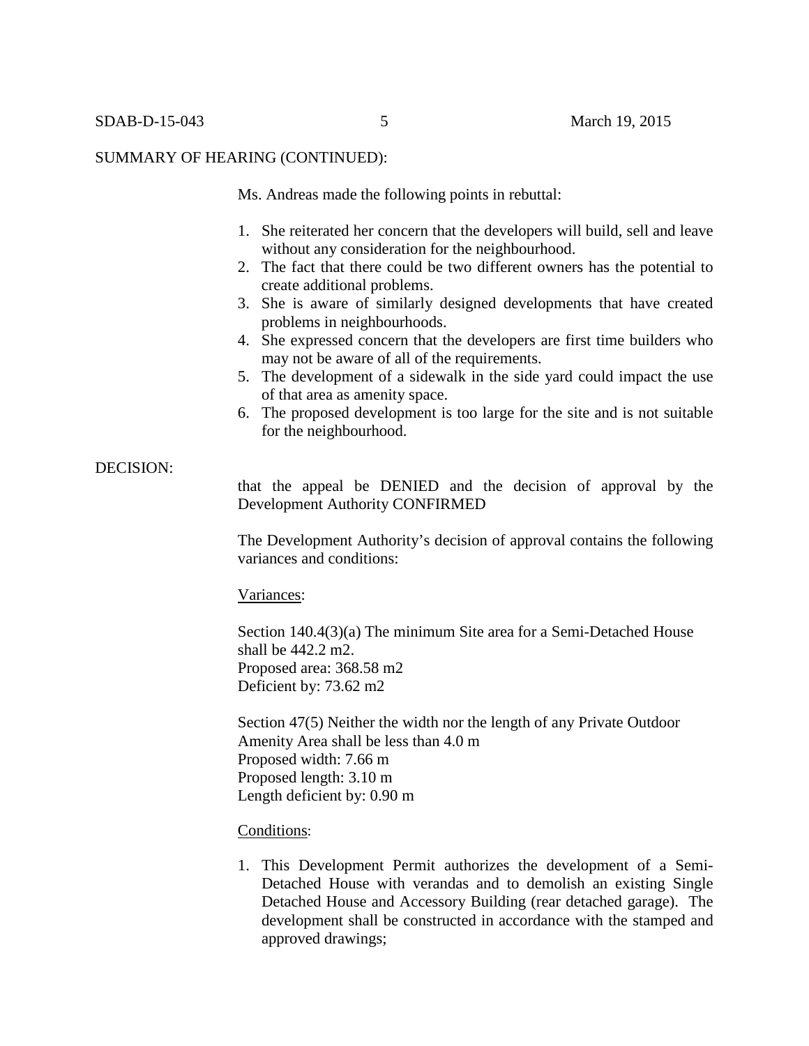SUMMARY OF HEARING (CONTINUED):

Ms. Andreas made the following points in rebuttal:

1. She reiterated her concern that the developers will build, sell and leave without any consideration for the neighbourhood.
2. The fact that there could be two different owners has the potential to create additional problems.
3. She is aware of similarly designed developments that have created problems in neighbourhoods.
4. She expressed concern that the developers are first time builders who may not be aware of all of the requirements.
5. The development of a sidewalk in the side yard could impact the use of that area as amenity space.
6. The proposed development is too large for the site and is not suitable for the neighbourhood.

DECISION:

that the appeal be DENIED and the decision of approval by the Development Authority CONFIRMED

The Development Authority's decision of approval contains the following variances and conditions:

Variances:

Section 140.4(3)(a) The minimum Site area for a Semi-Detached House shall be 442.2 m2.
Proposed area: 368.58 m2
Deficient by: 73.62 m2

Section 47(5) Neither the width nor the length of any Private Outdoor Amenity Area shall be less than 4.0 m
Proposed width: 7.66 m
Proposed length: 3.10 m
Length deficient by: 0.90 m

Conditions:

1. This Development Permit authorizes the development of a Semi-Detached House with verandas and to demolish an existing Single Detached House and Accessory Building (rear detached garage). The development shall be constructed in accordance with the stamped and approved drawings;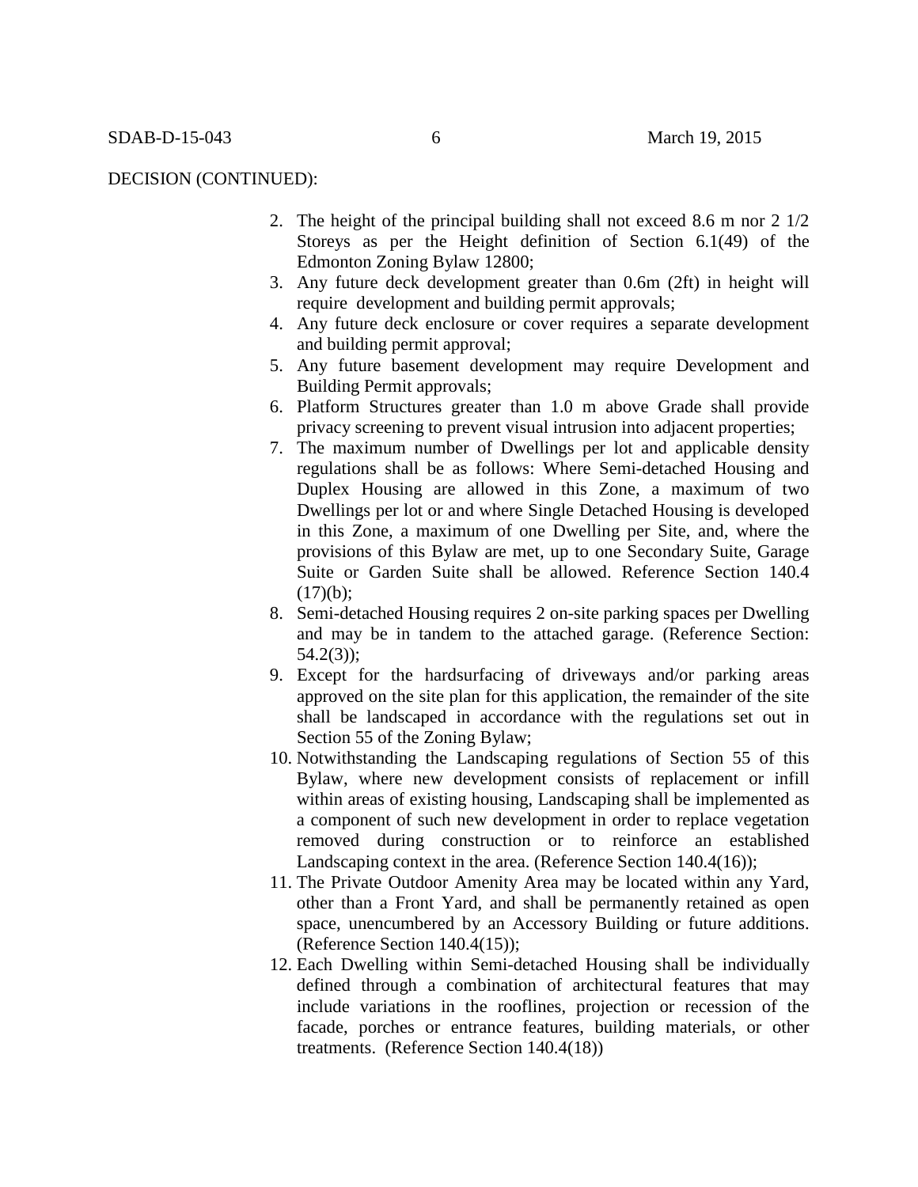DECISION (CONTINUED):

2. The height of the principal building shall not exceed 8.6 m nor 2 1/2 Storeys as per the Height definition of Section 6.1(49) of the Edmonton Zoning Bylaw 12800;
3. Any future deck development greater than 0.6m (2ft) in height will require development and building permit approvals;
4. Any future deck enclosure or cover requires a separate development and building permit approval;
5. Any future basement development may require Development and Building Permit approvals;
6. Platform Structures greater than 1.0 m above Grade shall provide privacy screening to prevent visual intrusion into adjacent properties;
7. The maximum number of Dwellings per lot and applicable density regulations shall be as follows: Where Semi-detached Housing and Duplex Housing are allowed in this Zone, a maximum of two Dwellings per lot or and where Single Detached Housing is developed in this Zone, a maximum of one Dwelling per Site, and, where the provisions of this Bylaw are met, up to one Secondary Suite, Garage Suite or Garden Suite shall be allowed. Reference Section 140.4 (17)(b);
8. Semi-detached Housing requires 2 on-site parking spaces per Dwelling and may be in tandem to the attached garage. (Reference Section: 54.2(3));
9. Except for the hardsurfacing of driveways and/or parking areas approved on the site plan for this application, the remainder of the site shall be landscaped in accordance with the regulations set out in Section 55 of the Zoning Bylaw;
10. Notwithstanding the Landscaping regulations of Section 55 of this Bylaw, where new development consists of replacement or infill within areas of existing housing, Landscaping shall be implemented as a component of such new development in order to replace vegetation removed during construction or to reinforce an established Landscaping context in the area. (Reference Section 140.4(16));
11. The Private Outdoor Amenity Area may be located within any Yard, other than a Front Yard, and shall be permanently retained as open space, unencumbered by an Accessory Building or future additions. (Reference Section 140.4(15));
12. Each Dwelling within Semi-detached Housing shall be individually defined through a combination of architectural features that may include variations in the rooflines, projection or recession of the facade, porches or entrance features, building materials, or other treatments. (Reference Section 140.4(18))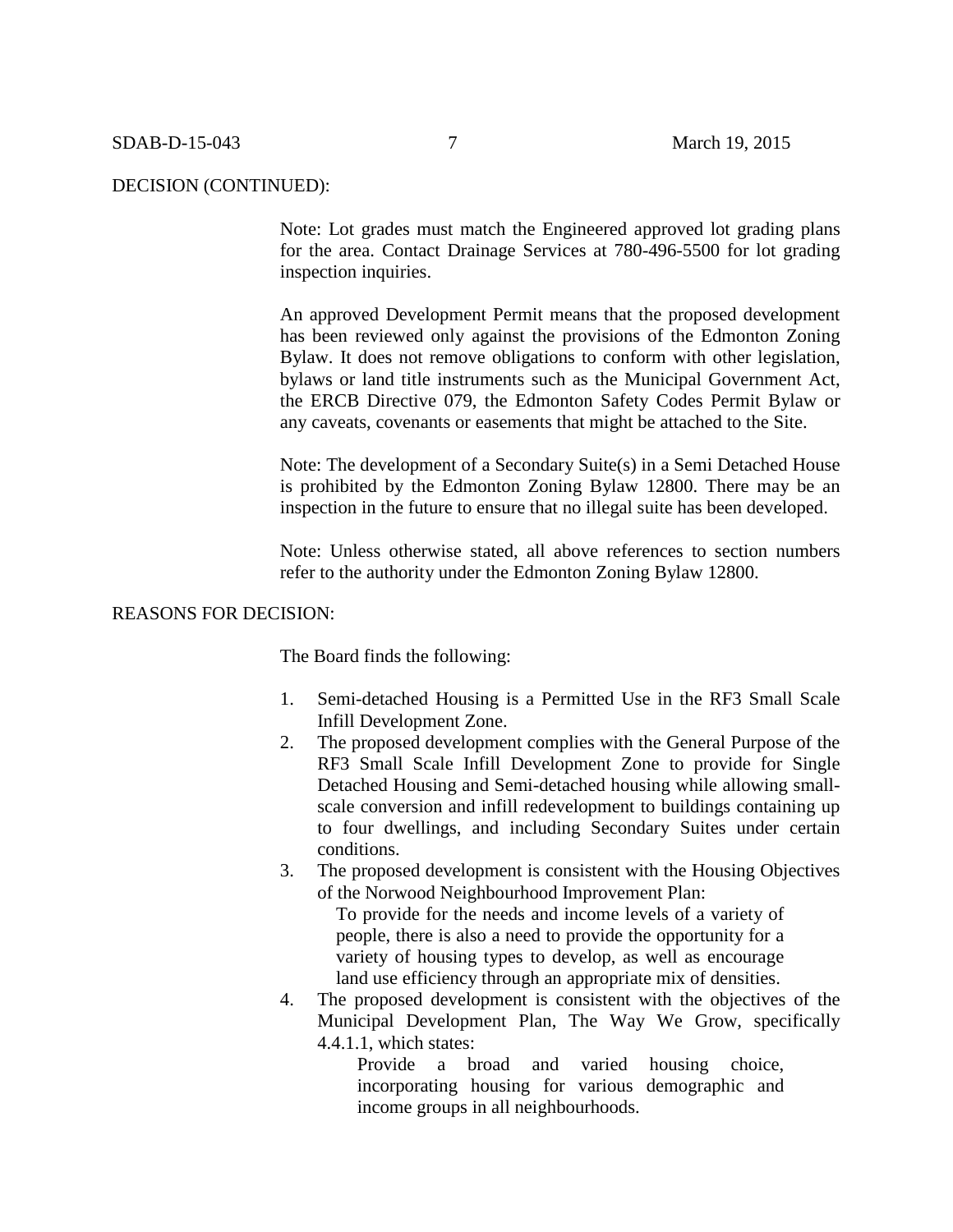DECISION (CONTINUED):

Note: Lot grades must match the Engineered approved lot grading plans for the area. Contact Drainage Services at 780-496-5500 for lot grading inspection inquiries.

An approved Development Permit means that the proposed development has been reviewed only against the provisions of the Edmonton Zoning Bylaw. It does not remove obligations to conform with other legislation, bylaws or land title instruments such as the Municipal Government Act, the ERCB Directive 079, the Edmonton Safety Codes Permit Bylaw or any caveats, covenants or easements that might be attached to the Site.

Note: The development of a Secondary Suite(s) in a Semi Detached House is prohibited by the Edmonton Zoning Bylaw 12800. There may be an inspection in the future to ensure that no illegal suite has been developed.

Note: Unless otherwise stated, all above references to section numbers refer to the authority under the Edmonton Zoning Bylaw 12800.

REASONS FOR DECISION:

The Board finds the following:

1. Semi-detached Housing is a Permitted Use in the RF3 Small Scale Infill Development Zone.
2. The proposed development complies with the General Purpose of the RF3 Small Scale Infill Development Zone to provide for Single Detached Housing and Semi-detached housing while allowing small-scale conversion and infill redevelopment to buildings containing up to four dwellings, and including Secondary Suites under certain conditions.
3. The proposed development is consistent with the Housing Objectives of the Norwood Neighbourhood Improvement Plan:

   > To provide for the needs and income levels of a variety of people, there is also a need to provide the opportunity for a variety of housing types to develop, as well as encourage land use efficiency through an appropriate mix of densities.

4. The proposed development is consistent with the objectives of the Municipal Development Plan, The Way We Grow, specifically 4.4.1.1, which states:

   > Provide a broad and varied housing choice, incorporating housing for various demographic and income groups in all neighbourhoods.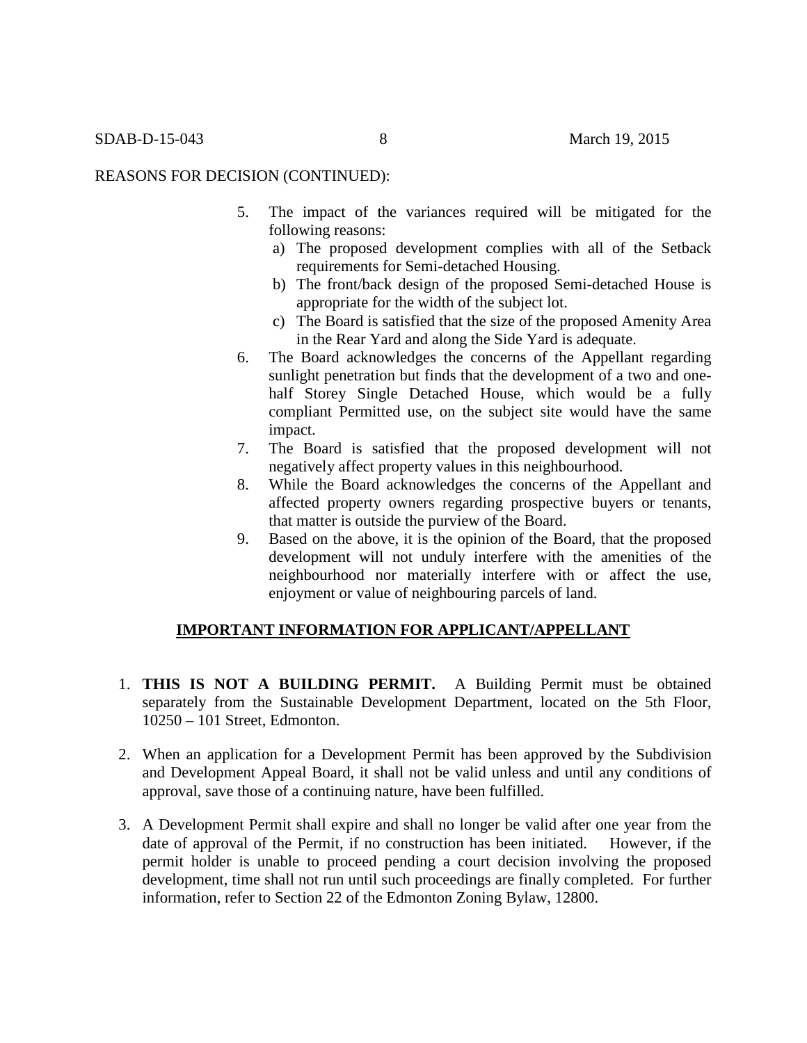REASONS FOR DECISION (CONTINUED):

5. The impact of the variances required will be mitigated for the following reasons:
   a) The proposed development complies with all of the Setback requirements for Semi-detached Housing.
   b) The front/back design of the proposed Semi-detached House is appropriate for the width of the subject lot.
   c) The Board is satisfied that the size of the proposed Amenity Area in the Rear Yard and along the Side Yard is adequate.
6. The Board acknowledges the concerns of the Appellant regarding sunlight penetration but finds that the development of a two and one-half Storey Single Detached House, which would be a fully compliant Permitted use, on the subject site would have the same impact.
7. The Board is satisfied that the proposed development will not negatively affect property values in this neighbourhood.
8. While the Board acknowledges the concerns of the Appellant and affected property owners regarding prospective buyers or tenants, that matter is outside the purview of the Board.
9. Based on the above, it is the opinion of the Board, that the proposed development will not unduly interfere with the amenities of the neighbourhood nor materially interfere with or affect the use, enjoyment or value of neighbouring parcels of land.

## IMPORTANT INFORMATION FOR APPLICANT/APPELLANT

1. **THIS IS NOT A BUILDING PERMIT.** A Building Permit must be obtained separately from the Sustainable Development Department, located on the 5th Floor, 10250 – 101 Street, Edmonton.

2. When an application for a Development Permit has been approved by the Subdivision and Development Appeal Board, it shall not be valid unless and until any conditions of approval, save those of a continuing nature, have been fulfilled.

3. A Development Permit shall expire and shall no longer be valid after one year from the date of approval of the Permit, if no construction has been initiated. However, if the permit holder is unable to proceed pending a court decision involving the proposed development, time shall not run until such proceedings are finally completed. For further information, refer to Section 22 of the Edmonton Zoning Bylaw, 12800.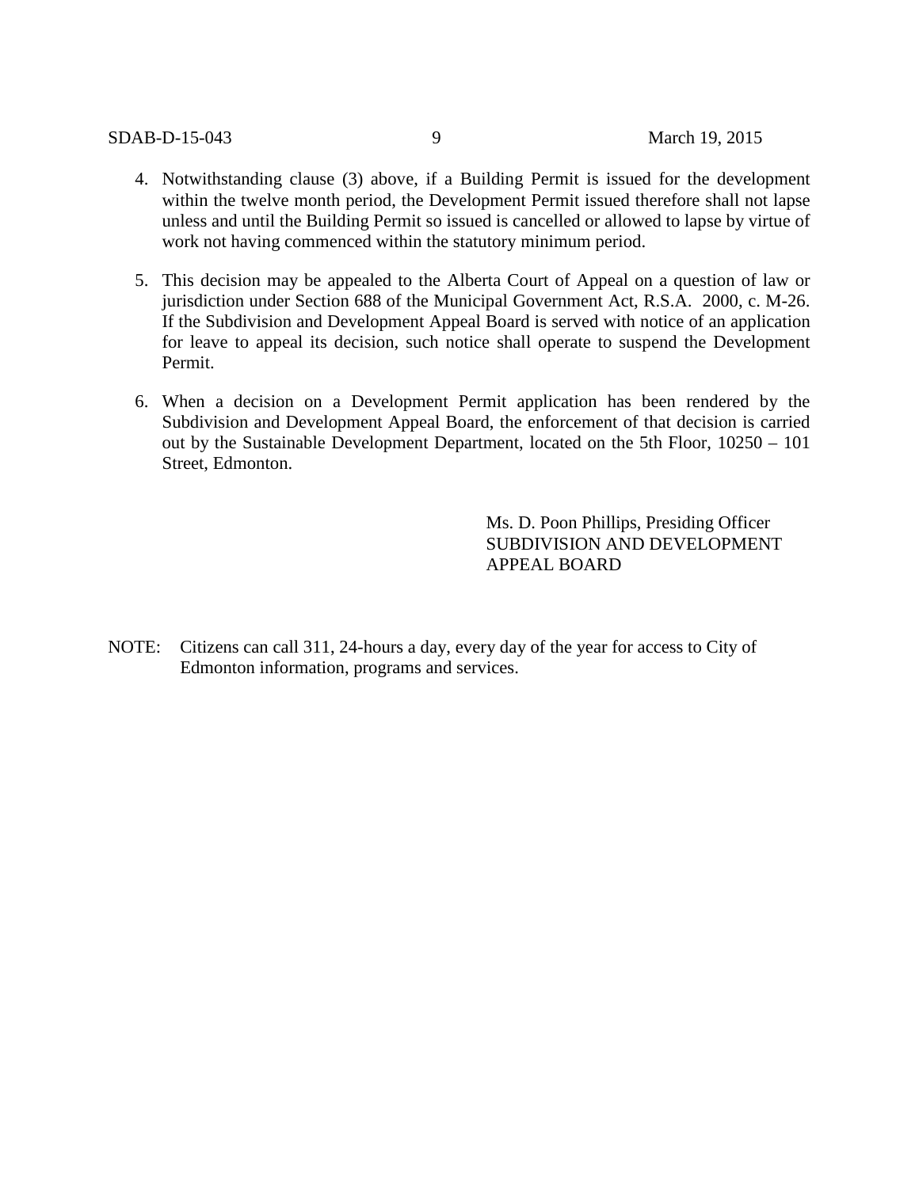4. Notwithstanding clause (3) above, if a Building Permit is issued for the development within the twelve month period, the Development Permit issued therefore shall not lapse unless and until the Building Permit so issued is cancelled or allowed to lapse by virtue of work not having commenced within the statutory minimum period.

5. This decision may be appealed to the Alberta Court of Appeal on a question of law or jurisdiction under Section 688 of the Municipal Government Act, R.S.A. 2000, c. M-26. If the Subdivision and Development Appeal Board is served with notice of an application for leave to appeal its decision, such notice shall operate to suspend the Development Permit.

6. When a decision on a Development Permit application has been rendered by the Subdivision and Development Appeal Board, the enforcement of that decision is carried out by the Sustainable Development Department, located on the 5th Floor, 10250 – 101 Street, Edmonton.

Ms. D. Poon Phillips, Presiding Officer
SUBDIVISION AND DEVELOPMENT APPEAL BOARD

NOTE: Citizens can call 311, 24-hours a day, every day of the year for access to City of Edmonton information, programs and services.